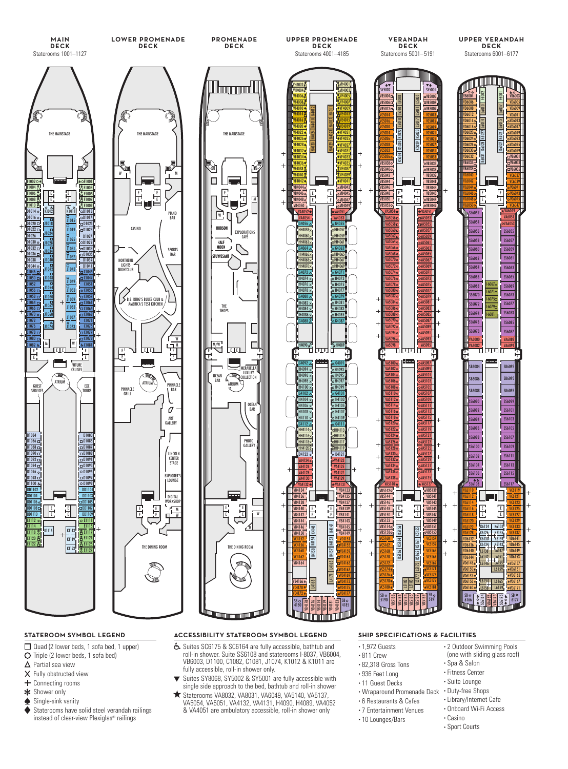## MAIN DECK
Staterooms 1001–1127

## LOWER PROMENADE DECK

## PROMENADE DECK

## UPPER PROMENADE DECK
Staterooms 4001–4185

## VERANDAH DECK
Staterooms 5001–5191

## UPPER VERANDAH DECK
Staterooms 6001–6177

THE MAINSTAGE

PIANO BAR

CASINO

NORTHERN LIGHTS NIGHTCLUB

B.B. KING'S BLUES CLUB & AMERICA'S TEST KITCHEN

SPORTS BAR

HUDSON

HALF MOON

STUYVESANT

EXPLORATIONS CAFÉ

THE SHOPS

FUTURE CRUISES

GUEST SERVICES

ATRIUM

EXC TOURS

PINNACLE GRILL

PINNACLE BAR

OCEAN BAR

MERABELLA LUXURY COLLECTION

ART GALLERY

PHOTO GALLERY

LINCOLN CENTER STAGE

EXPLORER'S LOUNGE

DIGITAL WORKSHOP

THE DINING ROOM

### STATEROOM SYMBOL LEGEND

- Quad (2 lower beds, 1 sofa bed, 1 upper)
- Triple (2 lower beds, 1 sofa bed)
- Partial sea view
- Fully obstructed view
- Connecting rooms
- Shower only
- Single-sink vanity
- Staterooms have solid steel verandah railings instead of clear-view Plexiglas® railings

### ACCESSIBILITY STATEROOM SYMBOL LEGEND

- Suites SC6175 & SC6164 are fully accessible, bathtub and roll-in shower. Suite SS6108 and staterooms I-8037, VB6004, VB6003, D1100, C1082, C1081, J1074, K1012 & K1011 are fully accessible, roll-in shower only.
- Suites SY8068, SY5002 & SY5001 are fully accessible with single side approach to the bed, bathtub and roll-in shower
- Staterooms VA8032, VA8031, VA6049, VA5140, VA5137, VA5054, VA5051, VA4132, VA4131, H4090, H4089, VA4052 & VA4051 are ambulatory accessible, roll-in shower only

### SHIP SPECIFICATIONS & FACILITIES

- 1,972 Guests
- 811 Crew
- 82,318 Gross Tons
- 936 Feet Long
- 11 Guest Decks
- Wraparound Promenade Deck
- 6 Restaurants & Cafes
- 7 Entertainment Venues
- 10 Lounges/Bars
- 2 Outdoor Swimming Pools (one with sliding glass roof)
- Spa & Salon
- Fitness Center
- Suite Lounge
- Duty-free Shops
- Library/Internet Cafe
- Onboard Wi-Fi Access
- Casino
- Sport Courts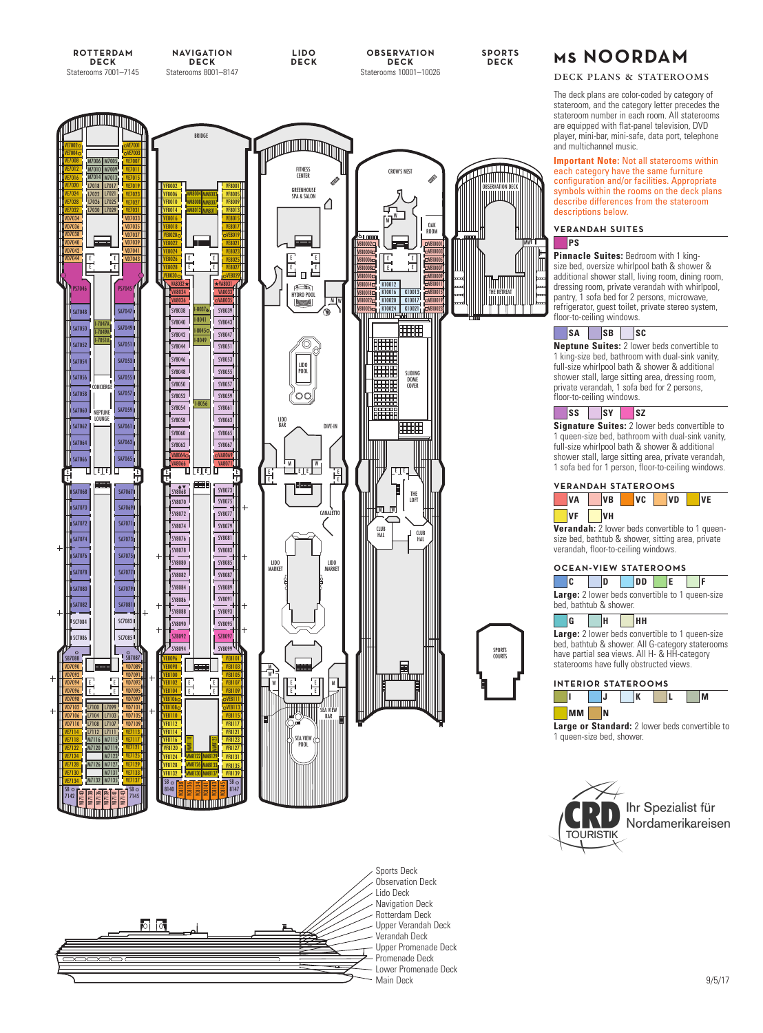# MS NOORDAM

## DECK PLANS & STATEROOMS

The deck plans are color-coded by category of stateroom, and the category letter precedes the stateroom number in each room. All staterooms are equipped with flat-panel television, DVD player, mini-bar, mini-safe, data port, telephone and multichannel music.

**Important Note:** Not all staterooms within each category have the same furniture configuration and/or facilities. Appropriate symbols within the rooms on the deck plans describe differences from the stateroom descriptions below.

### VERANDAH SUITES

PS

**Pinnacle Suites:** Bedroom with 1 king-size bed, oversize whirlpool bath & shower & additional shower stall, living room, dining room, dressing room, private verandah with whirlpool, pantry, 1 sofa bed for 2 persons, microwave, refrigerator, guest toilet, private stereo system, floor-to-ceiling windows.

SA | SB | SC

**Neptune Suites:** 2 lower beds convertible to 1 king-size bed, bathroom with dual-sink vanity, full-size whirlpool bath & shower & additional shower stall, large sitting area, dressing room, private verandah, 1 sofa bed for 2 persons, floor-to-ceiling windows.

SS | SY | SZ

**Signature Suites:** 2 lower beds convertible to 1 queen-size bed, bathroom with dual-sink vanity, full-size whirlpool bath & shower & additional shower stall, large sitting area, private verandah, 1 sofa bed for 1 person, floor-to-ceiling windows.

### VERANDAH STATEROOMS

VA | VB | VC | VD | VE | VF | VH

**Verandah:** 2 lower beds convertible to 1 queen-size bed, bathtub & shower, sitting area, private verandah, floor-to-ceiling windows.

### OCEAN-VIEW STATEROOMS

C | D | DD | E | F

**Large:** 2 lower beds convertible to 1 queen-size bed, bathtub & shower.

G | H | HH

**Large:** 2 lower beds convertible to 1 queen-size bed, bathtub & shower. All G-category staterooms have partial sea views. All H- & HH-category staterooms have fully obstructed views.

### INTERIOR STATEROOMS

I | J | K | L | M | MM | N

**Large or Standard:** 2 lower beds convertible to 1 queen-size bed, shower.

Ihr Spezialist für Nordamerikareisen

CRD TOURISTIK

ROTTERDAM DECK
Staterooms 7001–7145

NAVIGATION DECK
Staterooms 8001–8147

LIDO DECK

OBSERVATION DECK
Staterooms 10001–10026

SPORTS DECK

Sports Deck
Observation Deck
Lido Deck
Navigation Deck
Rotterdam Deck
Upper Verandah Deck
Verandah Deck
Upper Promenade Deck
Promenade Deck
Lower Promenade Deck
Main Deck

9/5/17